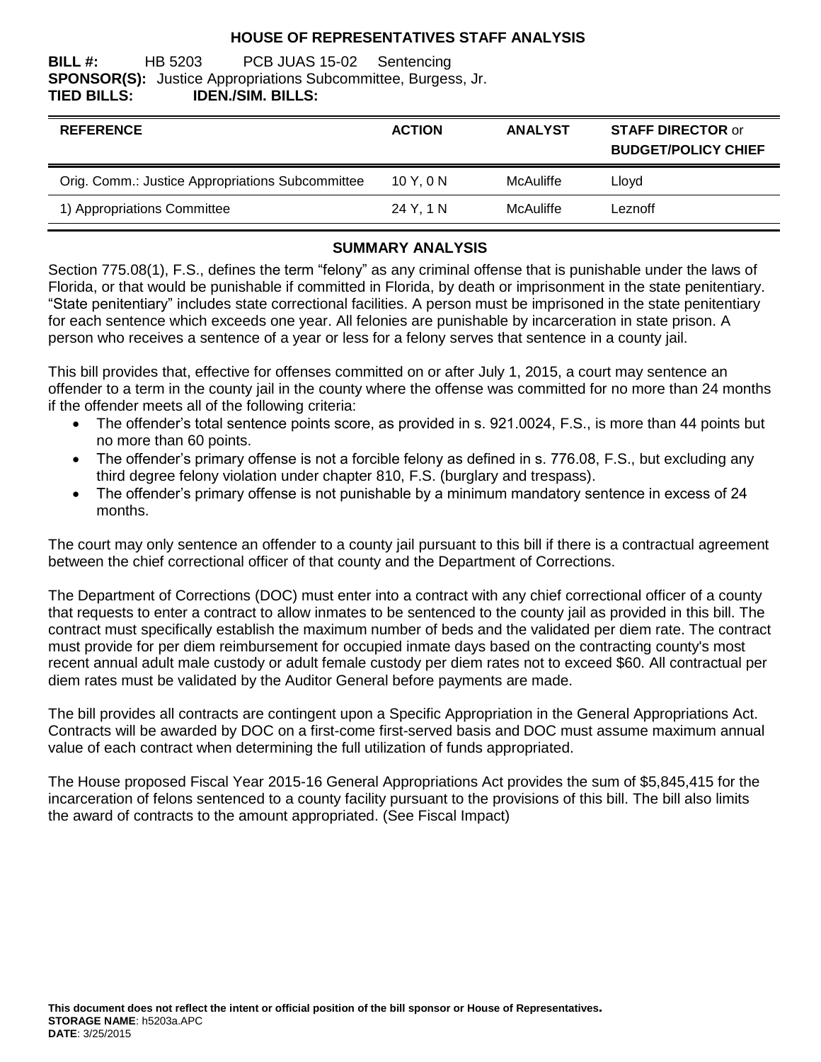**HOUSE OF REPRESENTATIVES STAFF ANALYSIS**

**BILL #:** HB 5203 PCB JUAS 15-02 Sentencing
**SPONSOR(S):** Justice Appropriations Subcommittee, Burgess, Jr.
**TIED BILLS:** **IDEN./SIM. BILLS:**

| REFERENCE | ACTION | ANALYST | STAFF DIRECTOR or BUDGET/POLICY CHIEF |
|---|---|---|---|
| Orig. Comm.: Justice Appropriations Subcommittee | 10 Y, 0 N | McAuliffe | Lloyd |
| 1) Appropriations Committee | 24 Y, 1 N | McAuliffe | Leznoff |

## SUMMARY ANALYSIS

Section 775.08(1), F.S., defines the term "felony" as any criminal offense that is punishable under the laws of Florida, or that would be punishable if committed in Florida, by death or imprisonment in the state penitentiary. "State penitentiary" includes state correctional facilities. A person must be imprisoned in the state penitentiary for each sentence which exceeds one year. All felonies are punishable by incarceration in state prison. A person who receives a sentence of a year or less for a felony serves that sentence in a county jail.

This bill provides that, effective for offenses committed on or after July 1, 2015, a court may sentence an offender to a term in the county jail in the county where the offense was committed for no more than 24 months if the offender meets all of the following criteria:

- The offender's total sentence points score, as provided in s. 921.0024, F.S., is more than 44 points but no more than 60 points.
- The offender's primary offense is not a forcible felony as defined in s. 776.08, F.S., but excluding any third degree felony violation under chapter 810, F.S. (burglary and trespass).
- The offender's primary offense is not punishable by a minimum mandatory sentence in excess of 24 months.

The court may only sentence an offender to a county jail pursuant to this bill if there is a contractual agreement between the chief correctional officer of that county and the Department of Corrections.

The Department of Corrections (DOC) must enter into a contract with any chief correctional officer of a county that requests to enter a contract to allow inmates to be sentenced to the county jail as provided in this bill. The contract must specifically establish the maximum number of beds and the validated per diem rate. The contract must provide for per diem reimbursement for occupied inmate days based on the contracting county's most recent annual adult male custody or adult female custody per diem rates not to exceed $60. All contractual per diem rates must be validated by the Auditor General before payments are made.

The bill provides all contracts are contingent upon a Specific Appropriation in the General Appropriations Act. Contracts will be awarded by DOC on a first-come first-served basis and DOC must assume maximum annual value of each contract when determining the full utilization of funds appropriated.

The House proposed Fiscal Year 2015-16 General Appropriations Act provides the sum of $5,845,415 for the incarceration of felons sentenced to a county facility pursuant to the provisions of this bill. The bill also limits the award of contracts to the amount appropriated. (See Fiscal Impact)

**This document does not reflect the intent or official position of the bill sponsor or House of Representatives.**
**STORAGE NAME**: h5203a.APC
**DATE**: 3/25/2015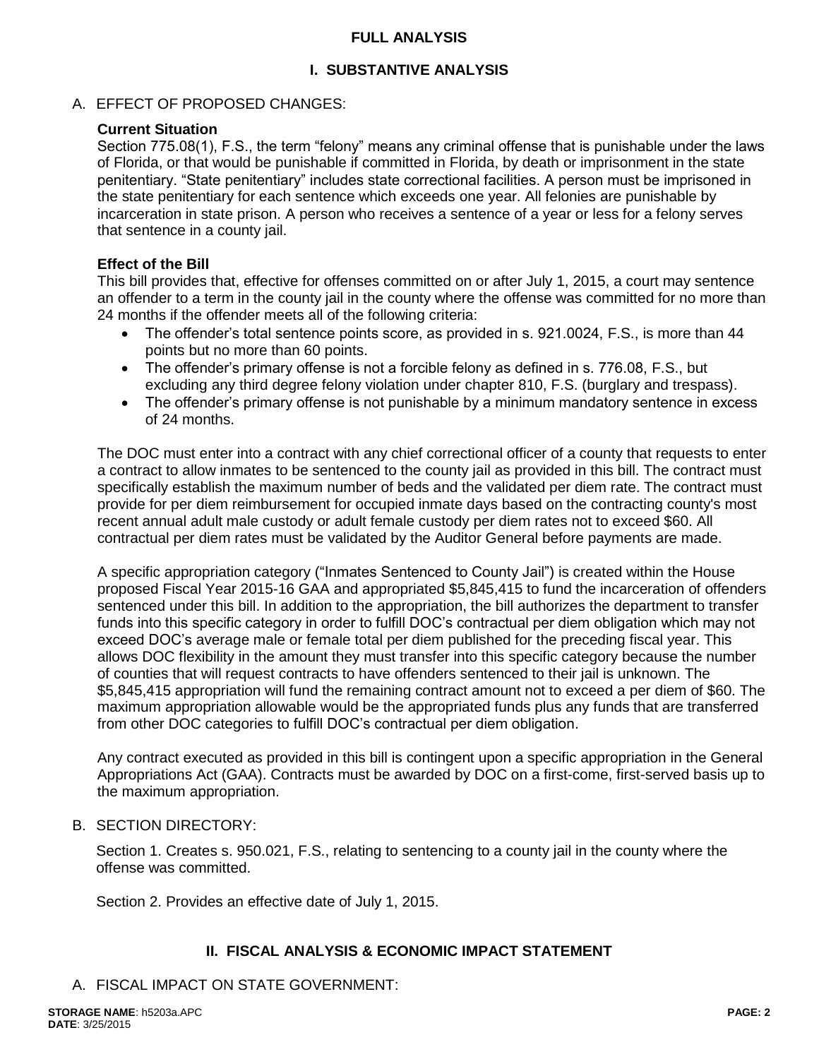## FULL ANALYSIS

## I. SUBSTANTIVE ANALYSIS

### A. EFFECT OF PROPOSED CHANGES:

**Current Situation**

Section 775.08(1), F.S., the term "felony" means any criminal offense that is punishable under the laws of Florida, or that would be punishable if committed in Florida, by death or imprisonment in the state penitentiary. "State penitentiary" includes state correctional facilities. A person must be imprisoned in the state penitentiary for each sentence which exceeds one year. All felonies are punishable by incarceration in state prison. A person who receives a sentence of a year or less for a felony serves that sentence in a county jail.

**Effect of the Bill**

This bill provides that, effective for offenses committed on or after July 1, 2015, a court may sentence an offender to a term in the county jail in the county where the offense was committed for no more than 24 months if the offender meets all of the following criteria:

- The offender's total sentence points score, as provided in s. 921.0024, F.S., is more than 44 points but no more than 60 points.
- The offender's primary offense is not a forcible felony as defined in s. 776.08, F.S., but excluding any third degree felony violation under chapter 810, F.S. (burglary and trespass).
- The offender's primary offense is not punishable by a minimum mandatory sentence in excess of 24 months.

The DOC must enter into a contract with any chief correctional officer of a county that requests to enter a contract to allow inmates to be sentenced to the county jail as provided in this bill. The contract must specifically establish the maximum number of beds and the validated per diem rate. The contract must provide for per diem reimbursement for occupied inmate days based on the contracting county's most recent annual adult male custody or adult female custody per diem rates not to exceed $60. All contractual per diem rates must be validated by the Auditor General before payments are made.

A specific appropriation category ("Inmates Sentenced to County Jail") is created within the House proposed Fiscal Year 2015-16 GAA and appropriated $5,845,415 to fund the incarceration of offenders sentenced under this bill. In addition to the appropriation, the bill authorizes the department to transfer funds into this specific category in order to fulfill DOC's contractual per diem obligation which may not exceed DOC's average male or female total per diem published for the preceding fiscal year. This allows DOC flexibility in the amount they must transfer into this specific category because the number of counties that will request contracts to have offenders sentenced to their jail is unknown. The $5,845,415 appropriation will fund the remaining contract amount not to exceed a per diem of $60. The maximum appropriation allowable would be the appropriated funds plus any funds that are transferred from other DOC categories to fulfill DOC's contractual per diem obligation.

Any contract executed as provided in this bill is contingent upon a specific appropriation in the General Appropriations Act (GAA). Contracts must be awarded by DOC on a first-come, first-served basis up to the maximum appropriation.

### B. SECTION DIRECTORY:

Section 1. Creates s. 950.021, F.S., relating to sentencing to a county jail in the county where the offense was committed.

Section 2. Provides an effective date of July 1, 2015.

## II. FISCAL ANALYSIS & ECONOMIC IMPACT STATEMENT

### A. FISCAL IMPACT ON STATE GOVERNMENT: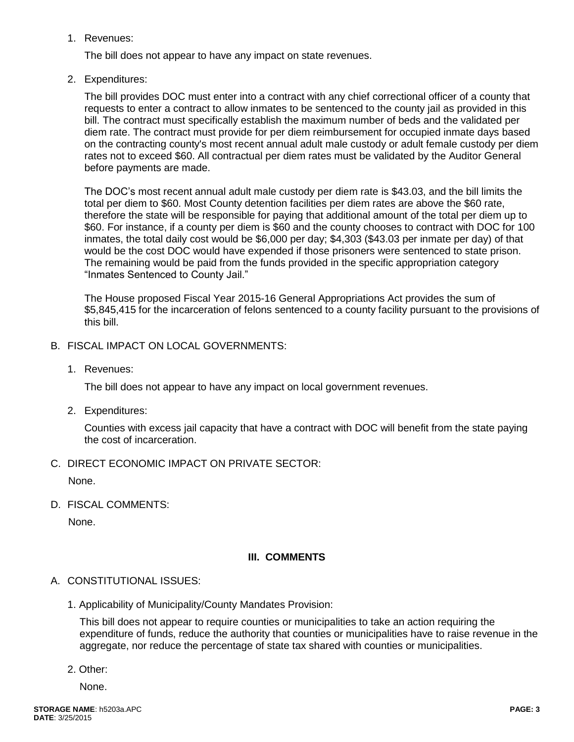1. Revenues:

   The bill does not appear to have any impact on state revenues.

2. Expenditures:

   The bill provides DOC must enter into a contract with any chief correctional officer of a county that requests to enter a contract to allow inmates to be sentenced to the county jail as provided in this bill. The contract must specifically establish the maximum number of beds and the validated per diem rate. The contract must provide for per diem reimbursement for occupied inmate days based on the contracting county's most recent annual adult male custody or adult female custody per diem rates not to exceed $60. All contractual per diem rates must be validated by the Auditor General before payments are made.

   The DOC's most recent annual adult male custody per diem rate is $43.03, and the bill limits the total per diem to $60. Most County detention facilities per diem rates are above the $60 rate, therefore the state will be responsible for paying that additional amount of the total per diem up to $60. For instance, if a county per diem is $60 and the county chooses to contract with DOC for 100 inmates, the total daily cost would be $6,000 per day; $4,303 ($43.03 per inmate per day) of that would be the cost DOC would have expended if those prisoners were sentenced to state prison. The remaining would be paid from the funds provided in the specific appropriation category "Inmates Sentenced to County Jail."

   The House proposed Fiscal Year 2015-16 General Appropriations Act provides the sum of $5,845,415 for the incarceration of felons sentenced to a county facility pursuant to the provisions of this bill.

B. FISCAL IMPACT ON LOCAL GOVERNMENTS:

1. Revenues:

   The bill does not appear to have any impact on local government revenues.

2. Expenditures:

   Counties with excess jail capacity that have a contract with DOC will benefit from the state paying the cost of incarceration.

C. DIRECT ECONOMIC IMPACT ON PRIVATE SECTOR:

   None.

D. FISCAL COMMENTS:

   None.

## III. COMMENTS

A. CONSTITUTIONAL ISSUES:

1. Applicability of Municipality/County Mandates Provision:

   This bill does not appear to require counties or municipalities to take an action requiring the expenditure of funds, reduce the authority that counties or municipalities have to raise revenue in the aggregate, nor reduce the percentage of state tax shared with counties or municipalities.

2. Other:

   None.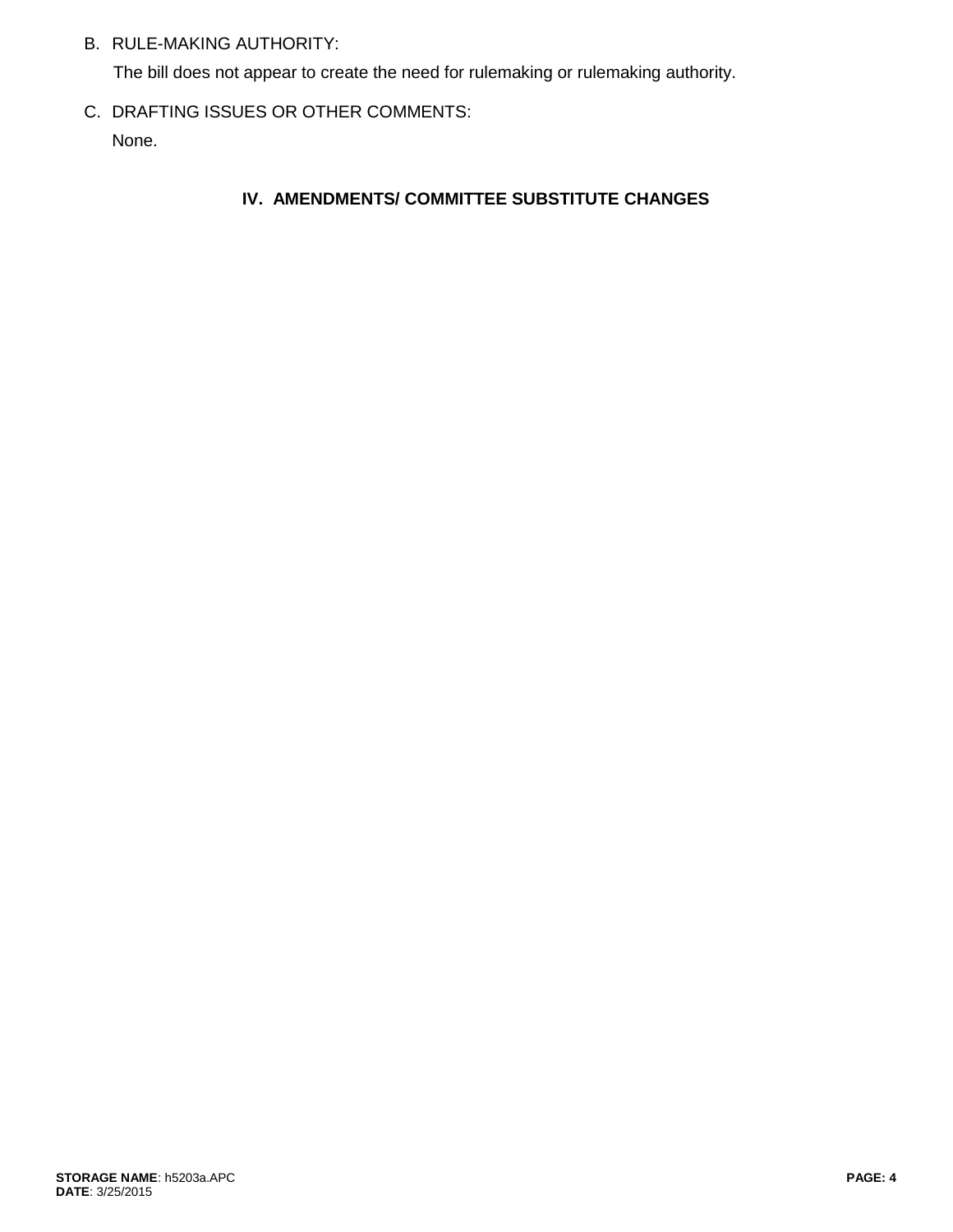B. RULE-MAKING AUTHORITY:

The bill does not appear to create the need for rulemaking or rulemaking authority.

C. DRAFTING ISSUES OR OTHER COMMENTS:

None.

## IV. AMENDMENTS/ COMMITTEE SUBSTITUTE CHANGES